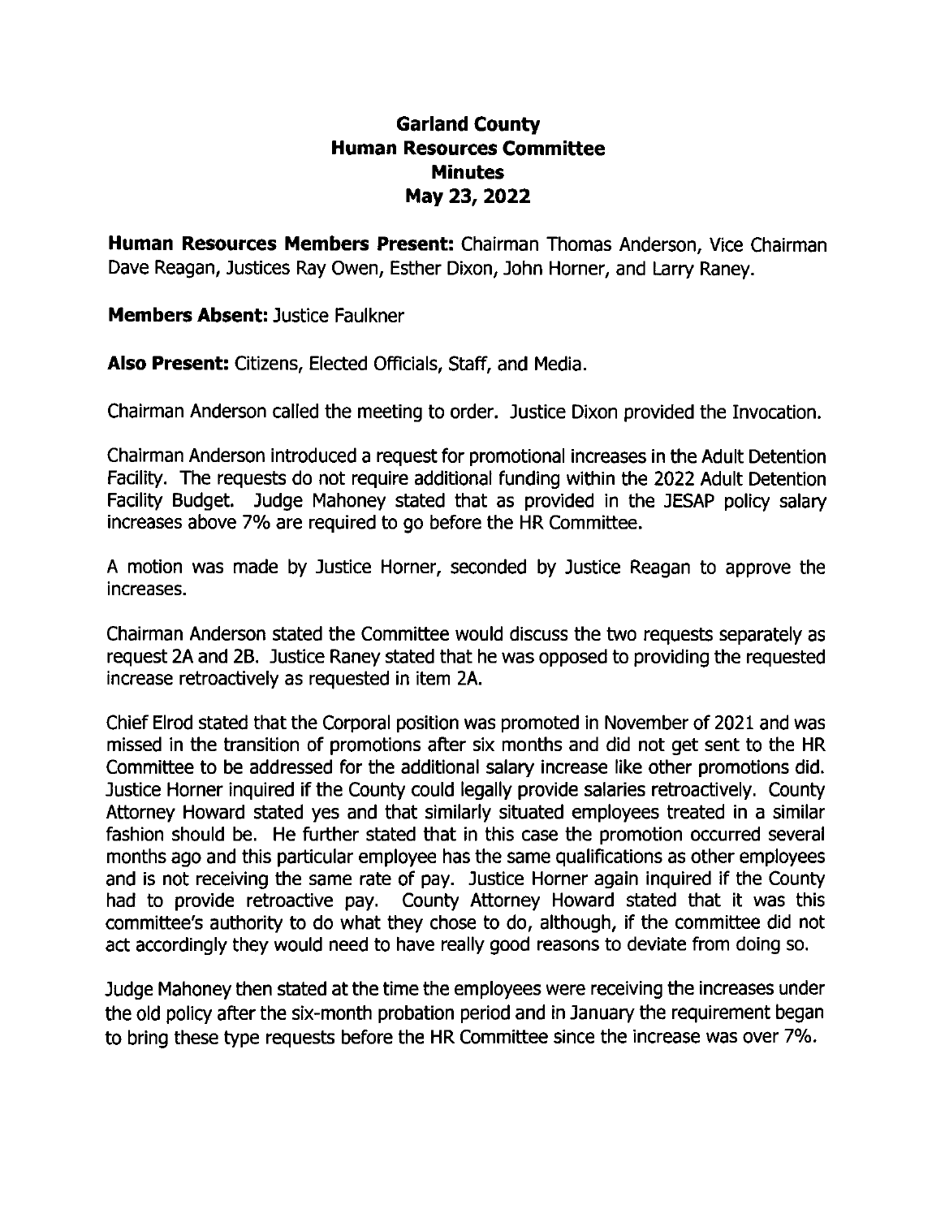# Garland County
# Human Resources Committee
# Minutes
# May 23, 2022

**Human Resources Members Present:** Chairman Thomas Anderson, Vice Chairman Dave Reagan, Justices Ray Owen, Esther Dixon, John Horner, and Larry Raney.

**Members Absent:** Justice Faulkner

**Also Present:** Citizens, Elected Officials, Staff, and Media.

Chairman Anderson called the meeting to order. Justice Dixon provided the Invocation.

Chairman Anderson introduced a request for promotional increases in the Adult Detention Facility. The requests do not require additional funding within the 2022 Adult Detention Facility Budget. Judge Mahoney stated that as provided in the JESAP policy salary increases above 7% are required to go before the HR Committee.

A motion was made by Justice Horner, seconded by Justice Reagan to approve the increases.

Chairman Anderson stated the Committee would discuss the two requests separately as request 2A and 2B. Justice Raney stated that he was opposed to providing the requested increase retroactively as requested in item 2A.

Chief Elrod stated that the Corporal position was promoted in November of 2021 and was missed in the transition of promotions after six months and did not get sent to the HR Committee to be addressed for the additional salary increase like other promotions did. Justice Horner inquired if the County could legally provide salaries retroactively. County Attorney Howard stated yes and that similarly situated employees treated in a similar fashion should be. He further stated that in this case the promotion occurred several months ago and this particular employee has the same qualifications as other employees and is not receiving the same rate of pay. Justice Horner again inquired if the County had to provide retroactive pay. County Attorney Howard stated that it was this committee's authority to do what they chose to do, although, if the committee did not act accordingly they would need to have really good reasons to deviate from doing so.

Judge Mahoney then stated at the time the employees were receiving the increases under the old policy after the six-month probation period and in January the requirement began to bring these type requests before the HR Committee since the increase was over 7%.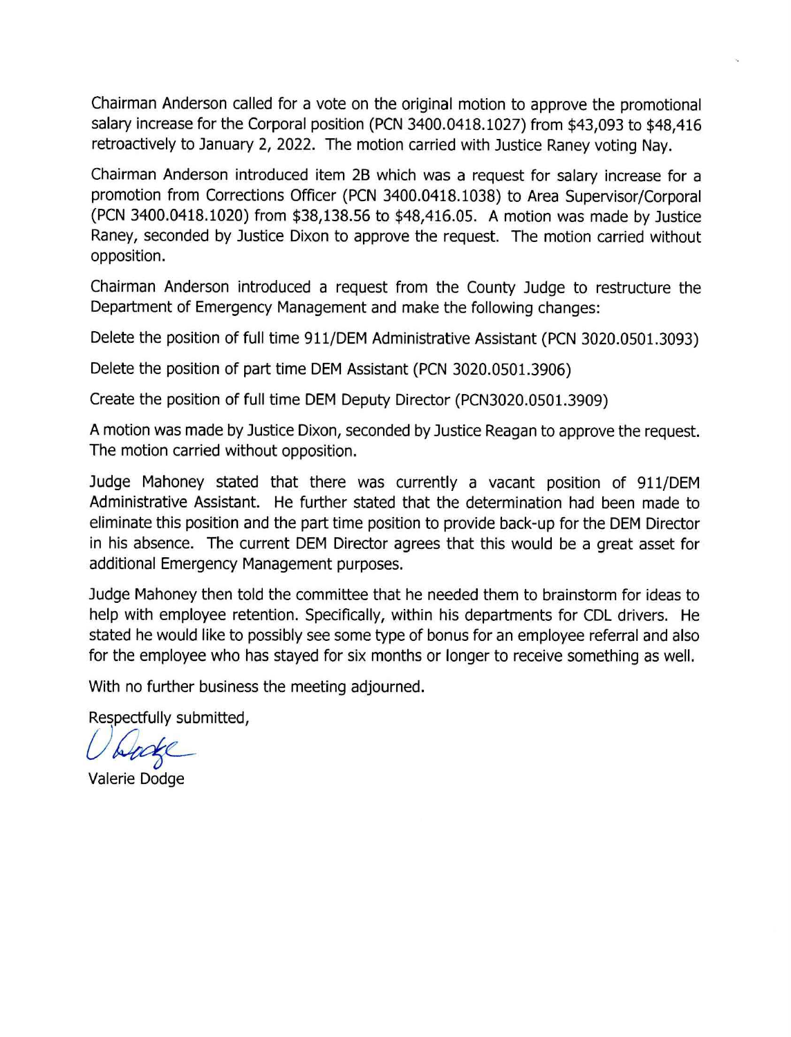Chairman Anderson called for a vote on the original motion to approve the promotional salary increase for the Corporal position (PCN 3400.0418.1027) from $43,093 to $48,416 retroactively to January 2, 2022. The motion carried with Justice Raney voting Nay.

Chairman Anderson introduced item 2B which was a request for salary increase for a promotion from Corrections Officer (PCN 3400.0418.1038) to Area Supervisor/Corporal (PCN 3400.0418.1020) from $38,138.56 to $48,416.05. A motion was made by Justice Raney, seconded by Justice Dixon to approve the request. The motion carried without opposition.

Chairman Anderson introduced a request from the County Judge to restructure the Department of Emergency Management and make the following changes:

Delete the position of full time 911/DEM Administrative Assistant (PCN 3020.0501.3093)

Delete the position of part time DEM Assistant (PCN 3020.0501.3906)

Create the position of full time DEM Deputy Director (PCN3020.0501.3909)

A motion was made by Justice Dixon, seconded by Justice Reagan to approve the request. The motion carried without opposition.

Judge Mahoney stated that there was currently a vacant position of 911/DEM Administrative Assistant. He further stated that the determination had been made to eliminate this position and the part time position to provide back-up for the DEM Director in his absence. The current DEM Director agrees that this would be a great asset for additional Emergency Management purposes.

Judge Mahoney then told the committee that he needed them to brainstorm for ideas to help with employee retention. Specifically, within his departments for CDL drivers. He stated he would like to possibly see some type of bonus for an employee referral and also for the employee who has stayed for six months or longer to receive something as well.

With no further business the meeting adjourned.

Respectfully submitted,

V Dodge

Valerie Dodge